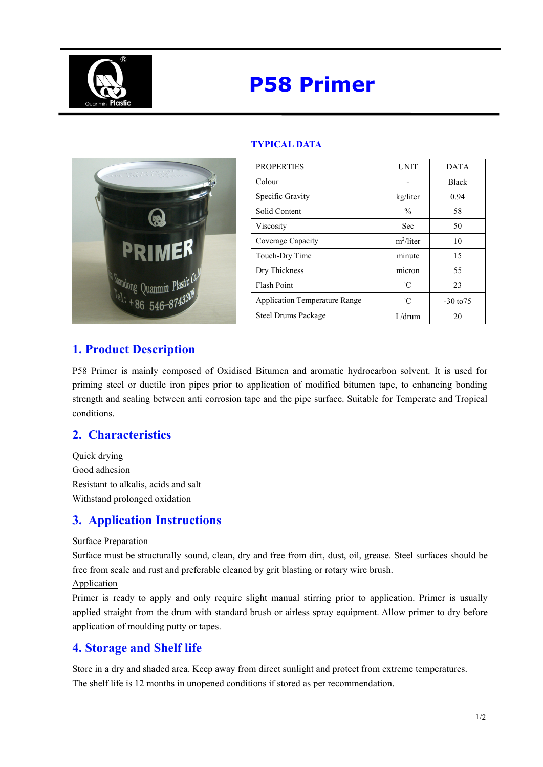# P58 Primer

**TYPICAL DATA**

| PROPERTIES | UNIT | DATA |
|---|---|---|
| Colour | - | Black |
| Specific Gravity | kg/liter | 0.94 |
| Solid Content | % | 58 |
| Viscosity | Sec | 50 |
| Coverage Capacity | $m^2$/liter | 10 |
| Touch-Dry Time | minute | 15 |
| Dry Thickness | micron | 55 |
| Flash Point | ℃ | 23 |
| Application Temperature Range | ℃ | -30 to75 |
| Steel Drums Package | L/drum | 20 |

## 1. Product Description

P58 Primer is mainly composed of Oxidised Bitumen and aromatic hydrocarbon solvent. It is used for priming steel or ductile iron pipes prior to application of modified bitumen tape, to enhancing bonding strength and sealing between anti corrosion tape and the pipe surface. Suitable for Temperate and Tropical conditions.

## 2. Characteristics

Quick drying
Good adhesion
Resistant to alkalis, acids and salt
Withstand prolonged oxidation

## 3. Application Instructions

Surface Preparation

Surface must be structurally sound, clean, dry and free from dirt, dust, oil, grease. Steel surfaces should be free from scale and rust and preferable cleaned by grit blasting or rotary wire brush.

Application

Primer is ready to apply and only require slight manual stirring prior to application. Primer is usually applied straight from the drum with standard brush or airless spray equipment. Allow primer to dry before application of moulding putty or tapes.

## 4. Storage and Shelf life

Store in a dry and shaded area. Keep away from direct sunlight and protect from extreme temperatures.
The shelf life is 12 months in unopened conditions if stored as per recommendation.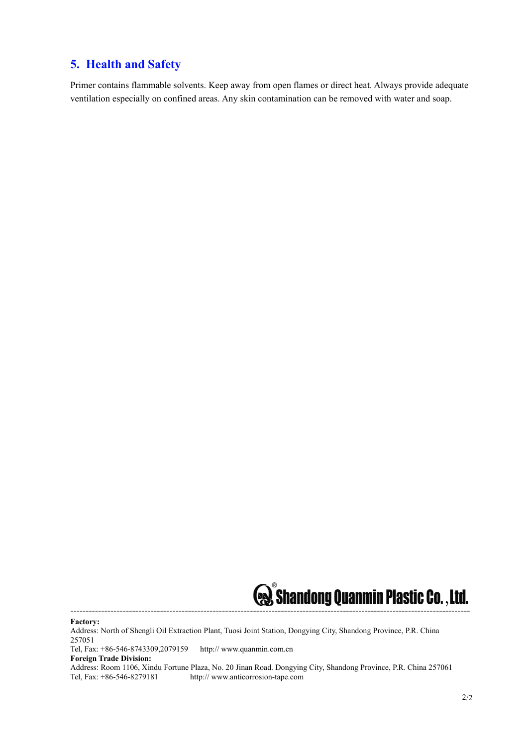## 5. Health and Safety

Primer contains flammable solvents. Keep away from open flames or direct heat. Always provide adequate ventilation especially on confined areas. Any skin contamination can be removed with water and soap.

Shandong Quanmin Plastic Co., Ltd.

---

**Factory:**
Address: North of Shengli Oil Extraction Plant, Tuosi Joint Station, Dongying City, Shandong Province, P.R. China 257051
Tel, Fax: +86-546-8743309,2079159 http:// www.quanmin.com.cn
**Foreign Trade Division:**
Address: Room 1106, Xindu Fortune Plaza, No. 20 Jinan Road. Dongying City, Shandong Province, P.R. China 257061
Tel, Fax: +86-546-8279181 http:// www.anticorrosion-tape.com